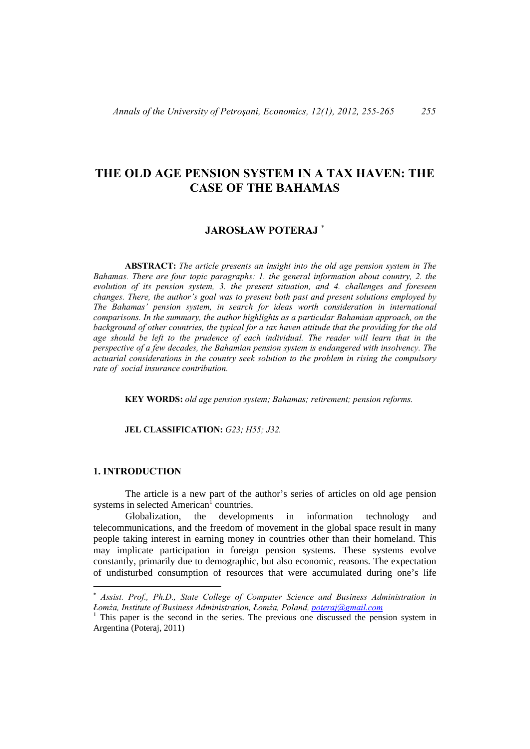# THE OLD AGE PENSION SYSTEM IN A TAX HAVEN: THE CASE OF THE BAHAMAS

## JAROSŁAW POTERAJ [*]

**ABSTRACT:** *The article presents an insight into the old age pension system in The Bahamas. There are four topic paragraphs: 1. the general information about country, 2. the evolution of its pension system, 3. the present situation, and 4. challenges and foreseen changes. There, the author's goal was to present both past and present solutions employed by The Bahamas' pension system, in search for ideas worth consideration in international comparisons. In the summary, the author highlights as a particular Bahamian approach, on the background of other countries, the typical for a tax haven attitude that the providing for the old age should be left to the prudence of each individual. The reader will learn that in the perspective of a few decades, the Bahamian pension system is endangered with insolvency. The actuarial considerations in the country seek solution to the problem in rising the compulsory rate of social insurance contribution.*

**KEY WORDS:** *old age pension system; Bahamas; retirement; pension reforms.*

**JEL CLASSIFICATION:** *G23; H55; J32.*

## 1. INTRODUCTION

The article is a new part of the author's series of articles on old age pension systems in selected American[1] countries.

Globalization, the developments in information technology and telecommunications, and the freedom of movement in the global space result in many people taking interest in earning money in countries other than their homeland. This may implicate participation in foreign pension systems. These systems evolve constantly, primarily due to demographic, but also economic, reasons. The expectation of undisturbed consumption of resources that were accumulated during one's life

---

[*] *Assist. Prof., Ph.D., State College of Computer Science and Business Administration in Łomża, Institute of Business Administration, Łomża, Poland, poteraj@gmail.com*

[1] This paper is the second in the series. The previous one discussed the pension system in Argentina (Poteraj, 2011)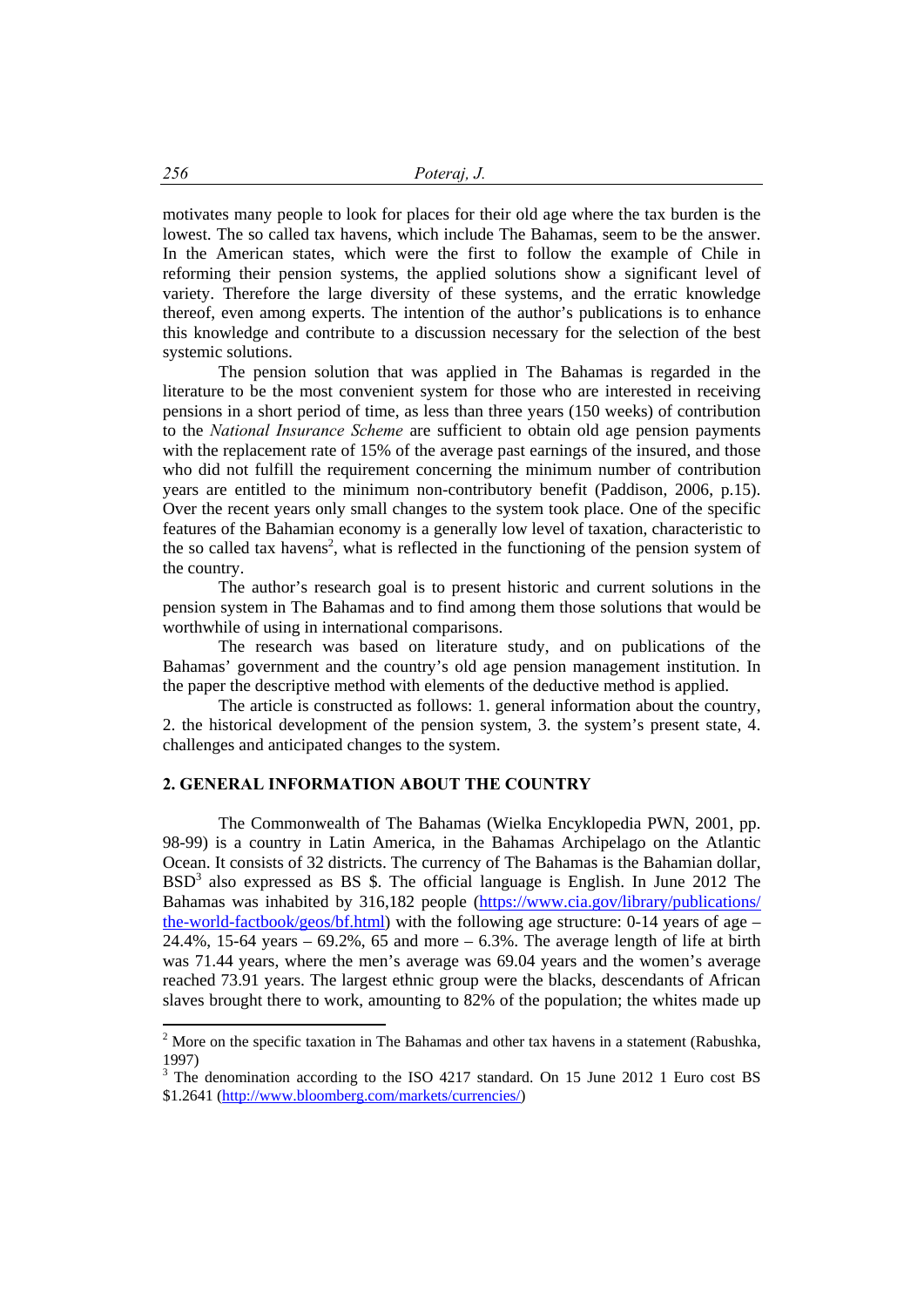motivates many people to look for places for their old age where the tax burden is the lowest. The so called tax havens, which include The Bahamas, seem to be the answer. In the American states, which were the first to follow the example of Chile in reforming their pension systems, the applied solutions show a significant level of variety. Therefore the large diversity of these systems, and the erratic knowledge thereof, even among experts. The intention of the author's publications is to enhance this knowledge and contribute to a discussion necessary for the selection of the best systemic solutions.

The pension solution that was applied in The Bahamas is regarded in the literature to be the most convenient system for those who are interested in receiving pensions in a short period of time, as less than three years (150 weeks) of contribution to the *National Insurance Scheme* are sufficient to obtain old age pension payments with the replacement rate of 15% of the average past earnings of the insured, and those who did not fulfill the requirement concerning the minimum number of contribution years are entitled to the minimum non-contributory benefit (Paddison, 2006, p.15). Over the recent years only small changes to the system took place. One of the specific features of the Bahamian economy is a generally low level of taxation, characteristic to the so called tax havens[2], what is reflected in the functioning of the pension system of the country.

The author's research goal is to present historic and current solutions in the pension system in The Bahamas and to find among them those solutions that would be worthwhile of using in international comparisons.

The research was based on literature study, and on publications of the Bahamas' government and the country's old age pension management institution. In the paper the descriptive method with elements of the deductive method is applied.

The article is constructed as follows: 1. general information about the country, 2. the historical development of the pension system, 3. the system's present state, 4. challenges and anticipated changes to the system.

## 2. GENERAL INFORMATION ABOUT THE COUNTRY

The Commonwealth of The Bahamas (Wielka Encyklopedia PWN, 2001, pp. 98-99) is a country in Latin America, in the Bahamas Archipelago on the Atlantic Ocean. It consists of 32 districts. The currency of The Bahamas is the Bahamian dollar, BSD[3] also expressed as BS \$. The official language is English. In June 2012 The Bahamas was inhabited by 316,182 people (https://www.cia.gov/library/publications/the-world-factbook/geos/bf.html) with the following age structure: 0-14 years of age – 24.4%, 15-64 years – 69.2%, 65 and more – 6.3%. The average length of life at birth was 71.44 years, where the men's average was 69.04 years and the women's average reached 73.91 years. The largest ethnic group were the blacks, descendants of African slaves brought there to work, amounting to 82% of the population; the whites made up

---

[2] More on the specific taxation in The Bahamas and other tax havens in a statement (Rabushka, 1997)

[3] The denomination according to the ISO 4217 standard. On 15 June 2012 1 Euro cost BS \$1.2641 (http://www.bloomberg.com/markets/currencies/)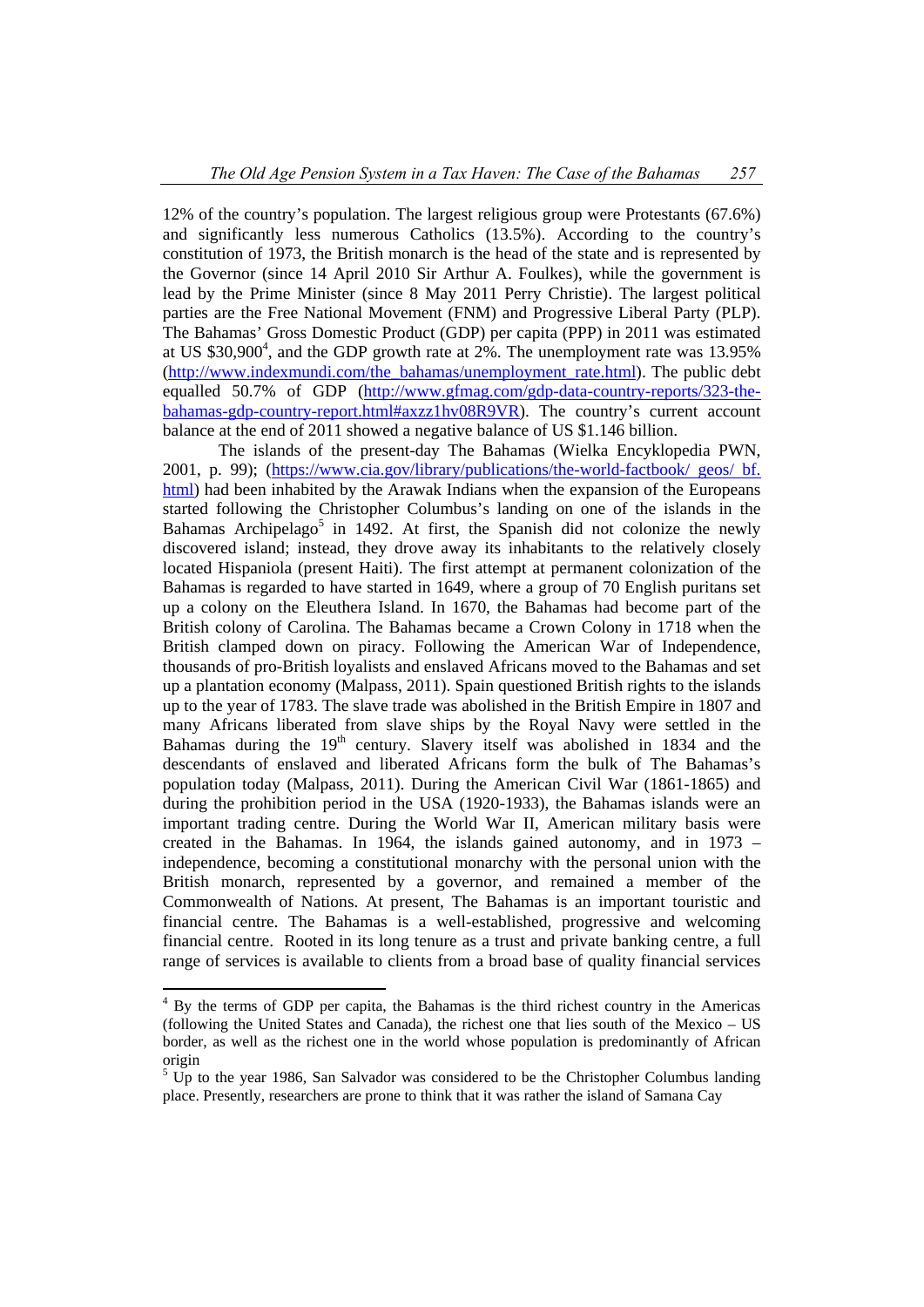12% of the country's population. The largest religious group were Protestants (67.6%) and significantly less numerous Catholics (13.5%). According to the country's constitution of 1973, the British monarch is the head of the state and is represented by the Governor (since 14 April 2010 Sir Arthur A. Foulkes), while the government is lead by the Prime Minister (since 8 May 2011 Perry Christie). The largest political parties are the Free National Movement (FNM) and Progressive Liberal Party (PLP). The Bahamas' Gross Domestic Product (GDP) per capita (PPP) in 2011 was estimated at US $30,900[4], and the GDP growth rate at 2%. The unemployment rate was 13.95% (http://www.indexmundi.com/the_bahamas/unemployment_rate.html). The public debt equalled 50.7% of GDP (http://www.gfmag.com/gdp-data-country-reports/323-the-bahamas-gdp-country-report.html#axzz1hv08R9VR). The country's current account balance at the end of 2011 showed a negative balance of US $1.146 billion.

The islands of the present-day The Bahamas (Wielka Encyklopedia PWN, 2001, p. 99); (https://www.cia.gov/library/publications/the-world-factbook/ geos/ bf. html) had been inhabited by the Arawak Indians when the expansion of the Europeans started following the Christopher Columbus's landing on one of the islands in the Bahamas Archipelago[5] in 1492. At first, the Spanish did not colonize the newly discovered island; instead, they drove away its inhabitants to the relatively closely located Hispaniola (present Haiti). The first attempt at permanent colonization of the Bahamas is regarded to have started in 1649, where a group of 70 English puritans set up a colony on the Eleuthera Island. In 1670, the Bahamas had become part of the British colony of Carolina. The Bahamas became a Crown Colony in 1718 when the British clamped down on piracy. Following the American War of Independence, thousands of pro-British loyalists and enslaved Africans moved to the Bahamas and set up a plantation economy (Malpass, 2011). Spain questioned British rights to the islands up to the year of 1783. The slave trade was abolished in the British Empire in 1807 and many Africans liberated from slave ships by the Royal Navy were settled in the Bahamas during the 19th century. Slavery itself was abolished in 1834 and the descendants of enslaved and liberated Africans form the bulk of The Bahamas's population today (Malpass, 2011). During the American Civil War (1861-1865) and during the prohibition period in the USA (1920-1933), the Bahamas islands were an important trading centre. During the World War II, American military basis were created in the Bahamas. In 1964, the islands gained autonomy, and in 1973 – independence, becoming a constitutional monarchy with the personal union with the British monarch, represented by a governor, and remained a member of the Commonwealth of Nations. At present, The Bahamas is an important touristic and financial centre. The Bahamas is a well-established, progressive and welcoming financial centre. Rooted in its long tenure as a trust and private banking centre, a full range of services is available to clients from a broad base of quality financial services

---

[4] By the terms of GDP per capita, the Bahamas is the third richest country in the Americas (following the United States and Canada), the richest one that lies south of the Mexico – US border, as well as the richest one in the world whose population is predominantly of African origin

[5] Up to the year 1986, San Salvador was considered to be the Christopher Columbus landing place. Presently, researchers are prone to think that it was rather the island of Samana Cay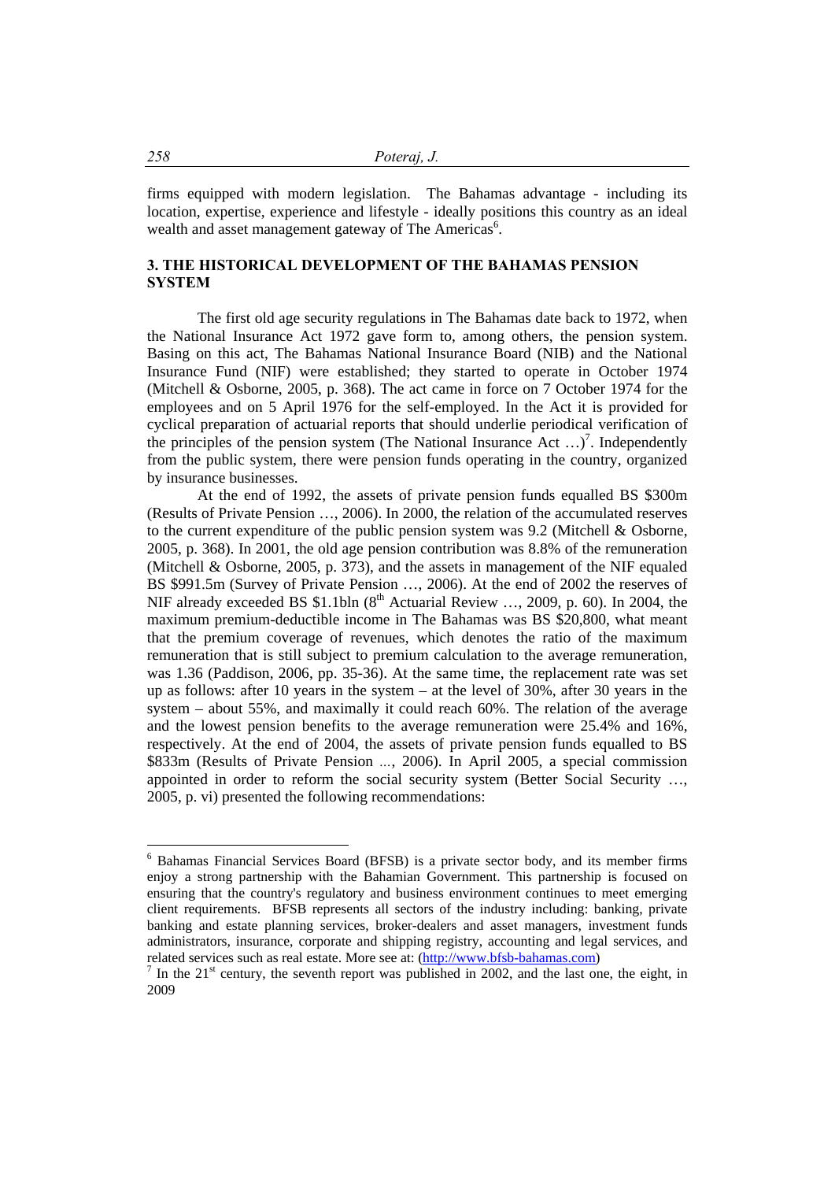firms equipped with modern legislation. The Bahamas advantage - including its location, expertise, experience and lifestyle - ideally positions this country as an ideal wealth and asset management gateway of The Americas[6].

## 3. THE HISTORICAL DEVELOPMENT OF THE BAHAMAS PENSION SYSTEM

The first old age security regulations in The Bahamas date back to 1972, when the National Insurance Act 1972 gave form to, among others, the pension system. Basing on this act, The Bahamas National Insurance Board (NIB) and the National Insurance Fund (NIF) were established; they started to operate in October 1974 (Mitchell & Osborne, 2005, p. 368). The act came in force on 7 October 1974 for the employees and on 5 April 1976 for the self-employed. In the Act it is provided for cyclical preparation of actuarial reports that should underlie periodical verification of the principles of the pension system (The National Insurance Act …)[7]. Independently from the public system, there were pension funds operating in the country, organized by insurance businesses.

At the end of 1992, the assets of private pension funds equalled BS $300m (Results of Private Pension …, 2006). In 2000, the relation of the accumulated reserves to the current expenditure of the public pension system was 9.2 (Mitchell & Osborne, 2005, p. 368). In 2001, the old age pension contribution was 8.8% of the remuneration (Mitchell & Osborne, 2005, p. 373), and the assets in management of the NIF equaled BS $991.5m (Survey of Private Pension …, 2006). At the end of 2002 the reserves of NIF already exceeded BS $1.1bln (8th Actuarial Review …, 2009, p. 60). In 2004, the maximum premium-deductible income in The Bahamas was BS $20,800, what meant that the premium coverage of revenues, which denotes the ratio of the maximum remuneration that is still subject to premium calculation to the average remuneration, was 1.36 (Paddison, 2006, pp. 35-36). At the same time, the replacement rate was set up as follows: after 10 years in the system – at the level of 30%, after 30 years in the system – about 55%, and maximally it could reach 60%. The relation of the average and the lowest pension benefits to the average remuneration were 25.4% and 16%, respectively. At the end of 2004, the assets of private pension funds equalled to BS $833m (Results of Private Pension ..., 2006). In April 2005, a special commission appointed in order to reform the social security system (Better Social Security …, 2005, p. vi) presented the following recommendations:

---

[6] Bahamas Financial Services Board (BFSB) is a private sector body, and its member firms enjoy a strong partnership with the Bahamian Government. This partnership is focused on ensuring that the country's regulatory and business environment continues to meet emerging client requirements. BFSB represents all sectors of the industry including: banking, private banking and estate planning services, broker-dealers and asset managers, investment funds administrators, insurance, corporate and shipping registry, accounting and legal services, and related services such as real estate. More see at: (http://www.bfsb-bahamas.com)

[7] In the 21st century, the seventh report was published in 2002, and the last one, the eight, in 2009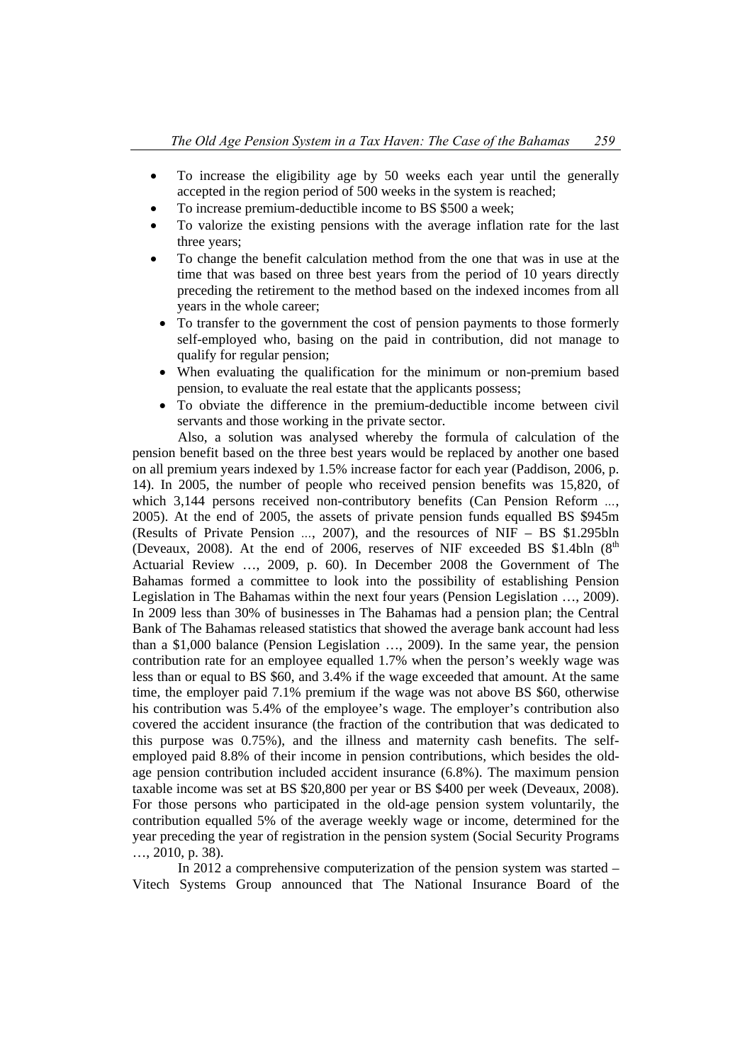- To increase the eligibility age by 50 weeks each year until the generally accepted in the region period of 500 weeks in the system is reached;
- To increase premium-deductible income to BS $500 a week;
- To valorize the existing pensions with the average inflation rate for the last three years;
- To change the benefit calculation method from the one that was in use at the time that was based on three best years from the period of 10 years directly preceding the retirement to the method based on the indexed incomes from all years in the whole career;
- To transfer to the government the cost of pension payments to those formerly self-employed who, basing on the paid in contribution, did not manage to qualify for regular pension;
- When evaluating the qualification for the minimum or non-premium based pension, to evaluate the real estate that the applicants possess;
- To obviate the difference in the premium-deductible income between civil servants and those working in the private sector.

Also, a solution was analysed whereby the formula of calculation of the pension benefit based on the three best years would be replaced by another one based on all premium years indexed by 1.5% increase factor for each year (Paddison, 2006, p. 14). In 2005, the number of people who received pension benefits was 15,820, of which 3,144 persons received non-contributory benefits (Can Pension Reform ..., 2005). At the end of 2005, the assets of private pension funds equalled BS $945m (Results of Private Pension ..., 2007), and the resources of NIF – BS $1.295bln (Deveaux, 2008). At the end of 2006, reserves of NIF exceeded BS $1.4bln (8th Actuarial Review …, 2009, p. 60). In December 2008 the Government of The Bahamas formed a committee to look into the possibility of establishing Pension Legislation in The Bahamas within the next four years (Pension Legislation …, 2009). In 2009 less than 30% of businesses in The Bahamas had a pension plan; the Central Bank of The Bahamas released statistics that showed the average bank account had less than a $1,000 balance (Pension Legislation …, 2009). In the same year, the pension contribution rate for an employee equalled 1.7% when the person's weekly wage was less than or equal to BS $60, and 3.4% if the wage exceeded that amount. At the same time, the employer paid 7.1% premium if the wage was not above BS $60, otherwise his contribution was 5.4% of the employee's wage. The employer's contribution also covered the accident insurance (the fraction of the contribution that was dedicated to this purpose was 0.75%), and the illness and maternity cash benefits. The self-employed paid 8.8% of their income in pension contributions, which besides the old-age pension contribution included accident insurance (6.8%). The maximum pension taxable income was set at BS $20,800 per year or BS $400 per week (Deveaux, 2008). For those persons who participated in the old-age pension system voluntarily, the contribution equalled 5% of the average weekly wage or income, determined for the year preceding the year of registration in the pension system (Social Security Programs …, 2010, p. 38).

In 2012 a comprehensive computerization of the pension system was started – Vitech Systems Group announced that The National Insurance Board of the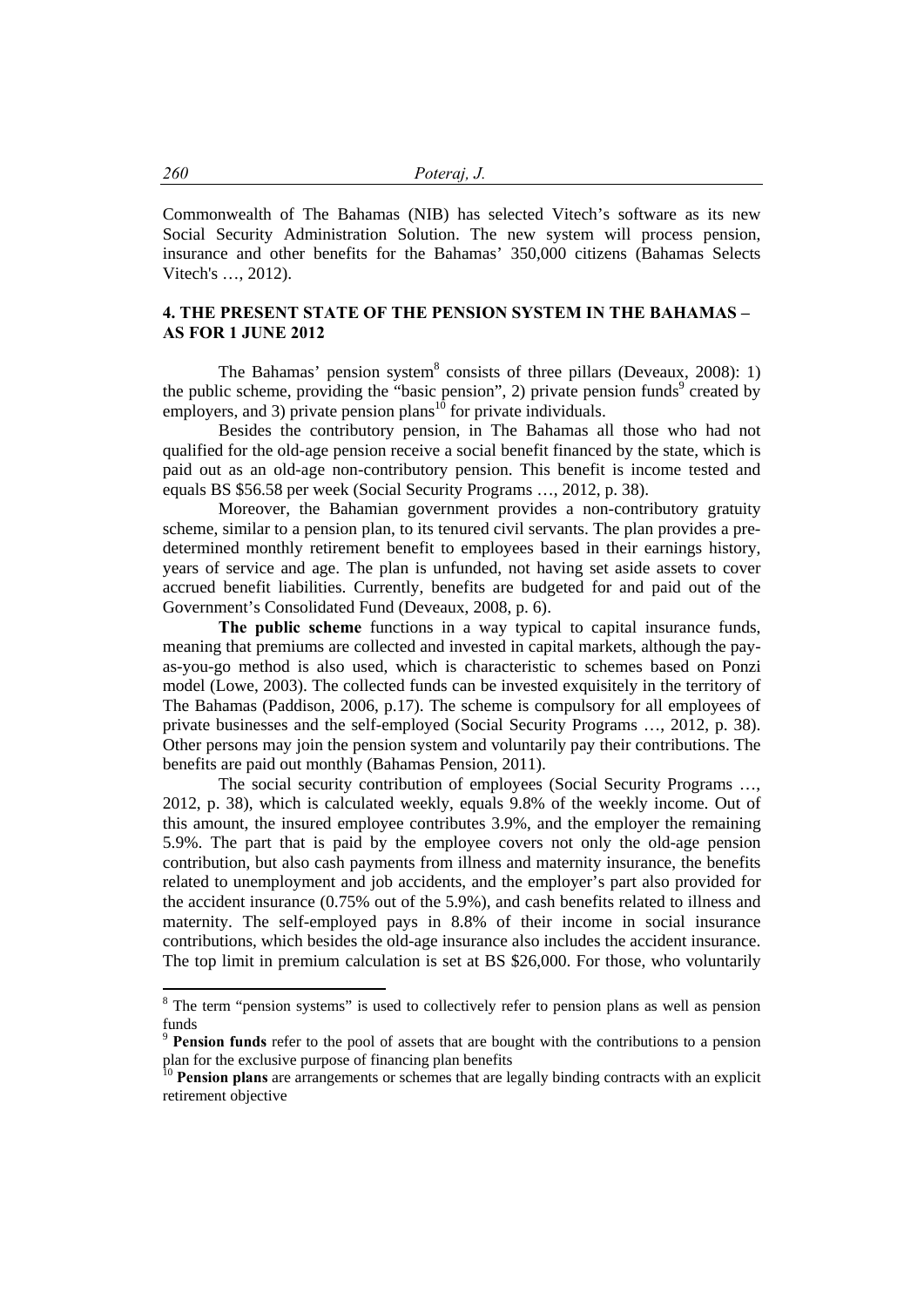Commonwealth of The Bahamas (NIB) has selected Vitech's software as its new Social Security Administration Solution. The new system will process pension, insurance and other benefits for the Bahamas' 350,000 citizens (Bahamas Selects Vitech's …, 2012).

## 4. THE PRESENT STATE OF THE PENSION SYSTEM IN THE BAHAMAS – AS FOR 1 JUNE 2012

The Bahamas' pension system[8] consists of three pillars (Deveaux, 2008): 1) the public scheme, providing the "basic pension", 2) private pension funds[9] created by employers, and 3) private pension plans[10] for private individuals.

Besides the contributory pension, in The Bahamas all those who had not qualified for the old-age pension receive a social benefit financed by the state, which is paid out as an old-age non-contributory pension. This benefit is income tested and equals BS $56.58 per week (Social Security Programs …, 2012, p. 38).

Moreover, the Bahamian government provides a non-contributory gratuity scheme, similar to a pension plan, to its tenured civil servants. The plan provides a pre-determined monthly retirement benefit to employees based in their earnings history, years of service and age. The plan is unfunded, not having set aside assets to cover accrued benefit liabilities. Currently, benefits are budgeted for and paid out of the Government's Consolidated Fund (Deveaux, 2008, p. 6).

**The public scheme** functions in a way typical to capital insurance funds, meaning that premiums are collected and invested in capital markets, although the pay-as-you-go method is also used, which is characteristic to schemes based on Ponzi model (Lowe, 2003). The collected funds can be invested exquisitely in the territory of The Bahamas (Paddison, 2006, p.17). The scheme is compulsory for all employees of private businesses and the self-employed (Social Security Programs …, 2012, p. 38). Other persons may join the pension system and voluntarily pay their contributions. The benefits are paid out monthly (Bahamas Pension, 2011).

The social security contribution of employees (Social Security Programs …, 2012, p. 38), which is calculated weekly, equals 9.8% of the weekly income. Out of this amount, the insured employee contributes 3.9%, and the employer the remaining 5.9%. The part that is paid by the employee covers not only the old-age pension contribution, but also cash payments from illness and maternity insurance, the benefits related to unemployment and job accidents, and the employer's part also provided for the accident insurance (0.75% out of the 5.9%), and cash benefits related to illness and maternity. The self-employed pays in 8.8% of their income in social insurance contributions, which besides the old-age insurance also includes the accident insurance. The top limit in premium calculation is set at BS $26,000. For those, who voluntarily

---

[8] The term "pension systems" is used to collectively refer to pension plans as well as pension funds

[9] **Pension funds** refer to the pool of assets that are bought with the contributions to a pension plan for the exclusive purpose of financing plan benefits

[10] **Pension plans** are arrangements or schemes that are legally binding contracts with an explicit retirement objective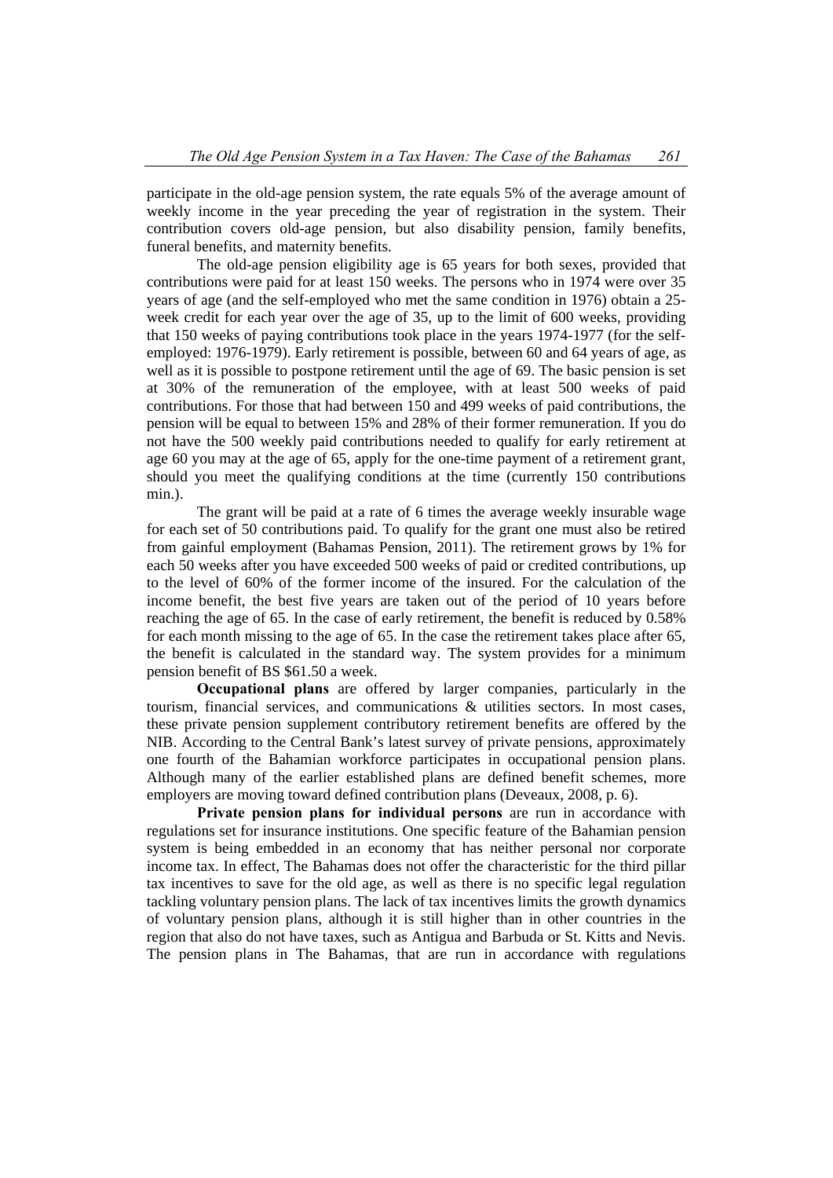participate in the old-age pension system, the rate equals 5% of the average amount of weekly income in the year preceding the year of registration in the system. Their contribution covers old-age pension, but also disability pension, family benefits, funeral benefits, and maternity benefits.

The old-age pension eligibility age is 65 years for both sexes, provided that contributions were paid for at least 150 weeks. The persons who in 1974 were over 35 years of age (and the self-employed who met the same condition in 1976) obtain a 25-week credit for each year over the age of 35, up to the limit of 600 weeks, providing that 150 weeks of paying contributions took place in the years 1974-1977 (for the self-employed: 1976-1979). Early retirement is possible, between 60 and 64 years of age, as well as it is possible to postpone retirement until the age of 69. The basic pension is set at 30% of the remuneration of the employee, with at least 500 weeks of paid contributions. For those that had between 150 and 499 weeks of paid contributions, the pension will be equal to between 15% and 28% of their former remuneration. If you do not have the 500 weekly paid contributions needed to qualify for early retirement at age 60 you may at the age of 65, apply for the one-time payment of a retirement grant, should you meet the qualifying conditions at the time (currently 150 contributions min.).

The grant will be paid at a rate of 6 times the average weekly insurable wage for each set of 50 contributions paid. To qualify for the grant one must also be retired from gainful employment (Bahamas Pension, 2011). The retirement grows by 1% for each 50 weeks after you have exceeded 500 weeks of paid or credited contributions, up to the level of 60% of the former income of the insured. For the calculation of the income benefit, the best five years are taken out of the period of 10 years before reaching the age of 65. In the case of early retirement, the benefit is reduced by 0.58% for each month missing to the age of 65. In the case the retirement takes place after 65, the benefit is calculated in the standard way. The system provides for a minimum pension benefit of BS $61.50 a week.

**Occupational plans** are offered by larger companies, particularly in the tourism, financial services, and communications & utilities sectors. In most cases, these private pension supplement contributory retirement benefits are offered by the NIB. According to the Central Bank's latest survey of private pensions, approximately one fourth of the Bahamian workforce participates in occupational pension plans. Although many of the earlier established plans are defined benefit schemes, more employers are moving toward defined contribution plans (Deveaux, 2008, p. 6).

**Private pension plans for individual persons** are run in accordance with regulations set for insurance institutions. One specific feature of the Bahamian pension system is being embedded in an economy that has neither personal nor corporate income tax. In effect, The Bahamas does not offer the characteristic for the third pillar tax incentives to save for the old age, as well as there is no specific legal regulation tackling voluntary pension plans. The lack of tax incentives limits the growth dynamics of voluntary pension plans, although it is still higher than in other countries in the region that also do not have taxes, such as Antigua and Barbuda or St. Kitts and Nevis. The pension plans in The Bahamas, that are run in accordance with regulations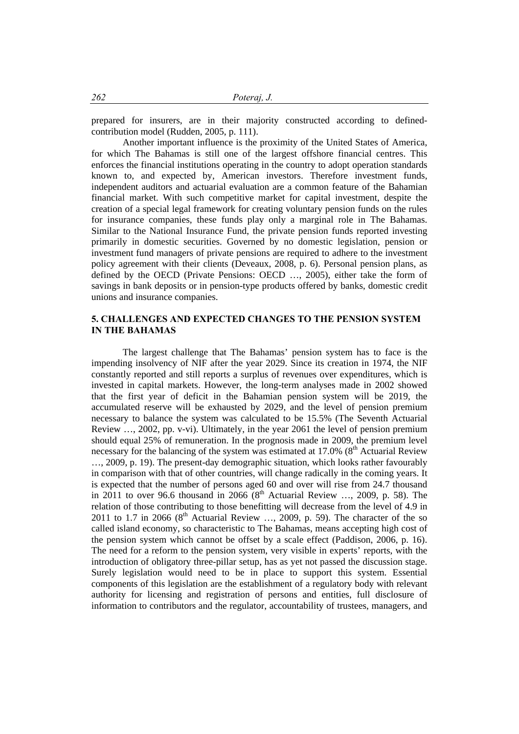prepared for insurers, are in their majority constructed according to defined-contribution model (Rudden, 2005, p. 111).

Another important influence is the proximity of the United States of America, for which The Bahamas is still one of the largest offshore financial centres. This enforces the financial institutions operating in the country to adopt operation standards known to, and expected by, American investors. Therefore investment funds, independent auditors and actuarial evaluation are a common feature of the Bahamian financial market. With such competitive market for capital investment, despite the creation of a special legal framework for creating voluntary pension funds on the rules for insurance companies, these funds play only a marginal role in The Bahamas. Similar to the National Insurance Fund, the private pension funds reported investing primarily in domestic securities. Governed by no domestic legislation, pension or investment fund managers of private pensions are required to adhere to the investment policy agreement with their clients (Deveaux, 2008, p. 6). Personal pension plans, as defined by the OECD (Private Pensions: OECD …, 2005), either take the form of savings in bank deposits or in pension-type products offered by banks, domestic credit unions and insurance companies.

## 5. CHALLENGES AND EXPECTED CHANGES TO THE PENSION SYSTEM IN THE BAHAMAS

The largest challenge that The Bahamas' pension system has to face is the impending insolvency of NIF after the year 2029. Since its creation in 1974, the NIF constantly reported and still reports a surplus of revenues over expenditures, which is invested in capital markets. However, the long-term analyses made in 2002 showed that the first year of deficit in the Bahamian pension system will be 2019, the accumulated reserve will be exhausted by 2029, and the level of pension premium necessary to balance the system was calculated to be 15.5% (The Seventh Actuarial Review …, 2002, pp. v-vi). Ultimately, in the year 2061 the level of pension premium should equal 25% of remuneration. In the prognosis made in 2009, the premium level necessary for the balancing of the system was estimated at 17.0% (8th Actuarial Review …, 2009, p. 19). The present-day demographic situation, which looks rather favourably in comparison with that of other countries, will change radically in the coming years. It is expected that the number of persons aged 60 and over will rise from 24.7 thousand in 2011 to over 96.6 thousand in 2066 (8th Actuarial Review …, 2009, p. 58). The relation of those contributing to those benefitting will decrease from the level of 4.9 in 2011 to 1.7 in 2066 (8th Actuarial Review …, 2009, p. 59). The character of the so called island economy, so characteristic to The Bahamas, means accepting high cost of the pension system which cannot be offset by a scale effect (Paddison, 2006, p. 16). The need for a reform to the pension system, very visible in experts' reports, with the introduction of obligatory three-pillar setup, has as yet not passed the discussion stage. Surely legislation would need to be in place to support this system. Essential components of this legislation are the establishment of a regulatory body with relevant authority for licensing and registration of persons and entities, full disclosure of information to contributors and the regulator, accountability of trustees, managers, and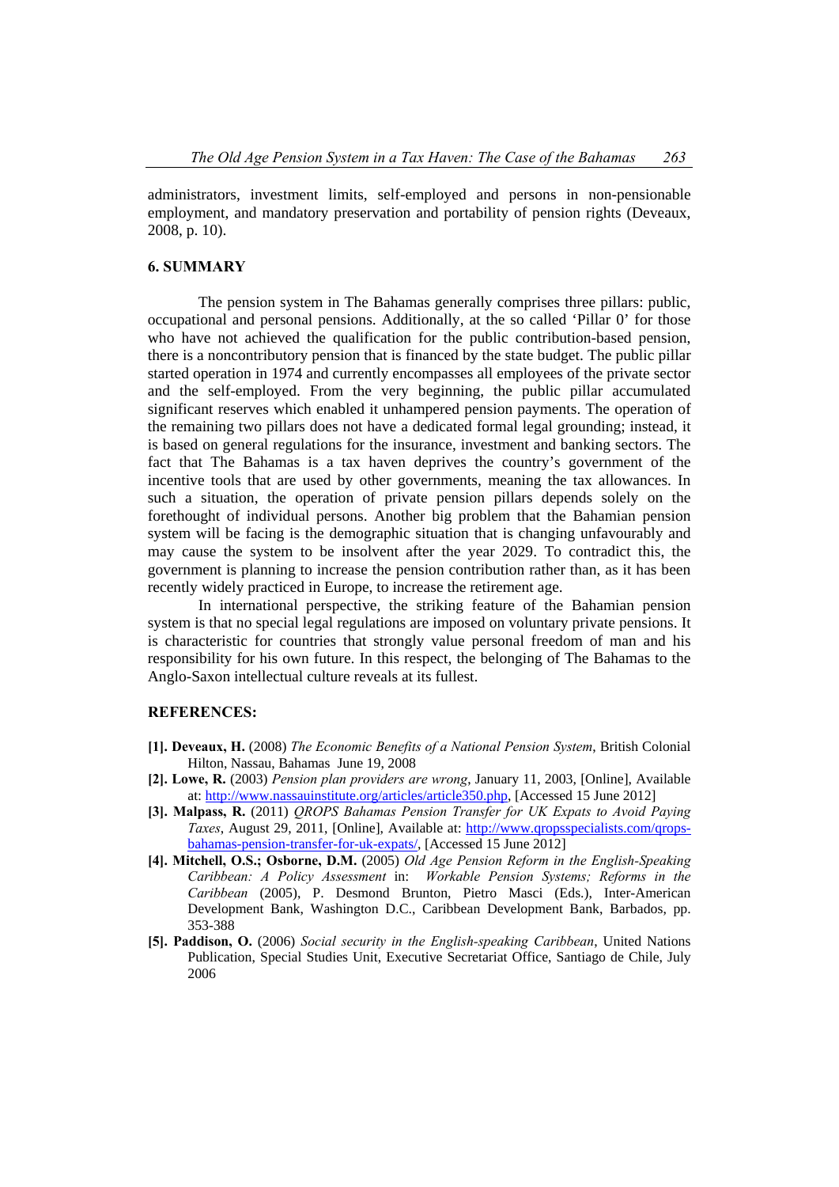administrators, investment limits, self-employed and persons in non-pensionable employment, and mandatory preservation and portability of pension rights (Deveaux, 2008, p. 10).

## 6. SUMMARY

The pension system in The Bahamas generally comprises three pillars: public, occupational and personal pensions. Additionally, at the so called 'Pillar 0' for those who have not achieved the qualification for the public contribution-based pension, there is a noncontributory pension that is financed by the state budget. The public pillar started operation in 1974 and currently encompasses all employees of the private sector and the self-employed. From the very beginning, the public pillar accumulated significant reserves which enabled it unhampered pension payments. The operation of the remaining two pillars does not have a dedicated formal legal grounding; instead, it is based on general regulations for the insurance, investment and banking sectors. The fact that The Bahamas is a tax haven deprives the country's government of the incentive tools that are used by other governments, meaning the tax allowances. In such a situation, the operation of private pension pillars depends solely on the forethought of individual persons. Another big problem that the Bahamian pension system will be facing is the demographic situation that is changing unfavourably and may cause the system to be insolvent after the year 2029. To contradict this, the government is planning to increase the pension contribution rather than, as it has been recently widely practiced in Europe, to increase the retirement age.

In international perspective, the striking feature of the Bahamian pension system is that no special legal regulations are imposed on voluntary private pensions. It is characteristic for countries that strongly value personal freedom of man and his responsibility for his own future. In this respect, the belonging of The Bahamas to the Anglo-Saxon intellectual culture reveals at its fullest.

## REFERENCES:

**[1]. Deveaux, H.** (2008) *The Economic Benefits of a National Pension System*, British Colonial Hilton, Nassau, Bahamas June 19, 2008

**[2]. Lowe, R.** (2003) *Pension plan providers are wrong*, January 11, 2003, [Online], Available at: http://www.nassauinstitute.org/articles/article350.php, [Accessed 15 June 2012]

**[3]. Malpass, R.** (2011) *QROPS Bahamas Pension Transfer for UK Expats to Avoid Paying Taxes*, August 29, 2011, [Online], Available at: http://www.qropsspecialists.com/qrops-bahamas-pension-transfer-for-uk-expats/, [Accessed 15 June 2012]

**[4]. Mitchell, O.S.; Osborne, D.M.** (2005) *Old Age Pension Reform in the English-Speaking Caribbean: A Policy Assessment* in: *Workable Pension Systems; Reforms in the Caribbean* (2005), P. Desmond Brunton, Pietro Masci (Eds.), Inter-American Development Bank, Washington D.C., Caribbean Development Bank, Barbados, pp. 353-388

**[5]. Paddison, O.** (2006) *Social security in the English-speaking Caribbean*, United Nations Publication, Special Studies Unit, Executive Secretariat Office, Santiago de Chile, July 2006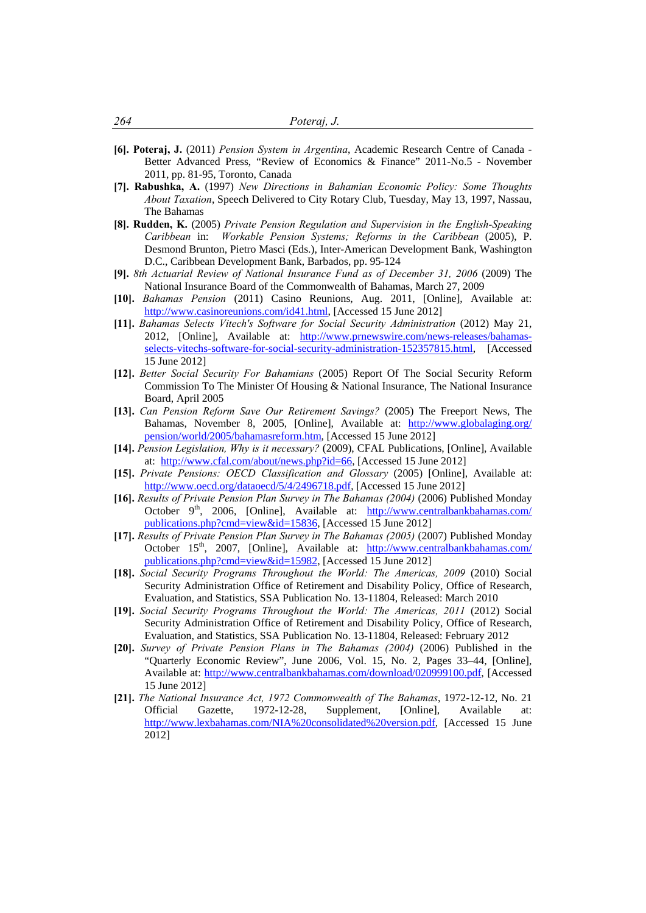**[6]. Poteraj, J.** (2011) *Pension System in Argentina*, Academic Research Centre of Canada - Better Advanced Press, “Review of Economics & Finance” 2011-No.5 - November 2011, pp. 81-95, Toronto, Canada

**[7]. Rabushka, A.** (1997) *New Directions in Bahamian Economic Policy: Some Thoughts About Taxation*, Speech Delivered to City Rotary Club, Tuesday, May 13, 1997, Nassau, The Bahamas

**[8]. Rudden, K.** (2005) *Private Pension Regulation and Supervision in the English-Speaking Caribbean* in: *Workable Pension Systems; Reforms in the Caribbean* (2005), P. Desmond Brunton, Pietro Masci (Eds.), Inter-American Development Bank, Washington D.C., Caribbean Development Bank, Barbados, pp. 95-124

**[9].** *8th Actuarial Review of National Insurance Fund as of December 31, 2006* (2009) The National Insurance Board of the Commonwealth of Bahamas, March 27, 2009

**[10].** *Bahamas Pension* (2011) Casino Reunions, Aug. 2011, [Online], Available at: http://www.casinoreunions.com/id41.html, [Accessed 15 June 2012]

**[11].** *Bahamas Selects Vitech's Software for Social Security Administration* (2012) May 21, 2012, [Online], Available at: http://www.prnewswire.com/news-releases/bahamas-selects-vitechs-software-for-social-security-administration-152357815.html, [Accessed 15 June 2012]

**[12].** *Better Social Security For Bahamians* (2005) Report Of The Social Security Reform Commission To The Minister Of Housing & National Insurance, The National Insurance Board, April 2005

**[13].** *Can Pension Reform Save Our Retirement Savings?* (2005) The Freeport News, The Bahamas, November 8, 2005, [Online], Available at: http://www.globalaging.org/pension/world/2005/bahamasreform.htm, [Accessed 15 June 2012]

**[14].** *Pension Legislation, Why is it necessary?* (2009), CFAL Publications, [Online], Available at: http://www.cfal.com/about/news.php?id=66, [Accessed 15 June 2012]

**[15].** *Private Pensions: OECD Classification and Glossary* (2005) [Online], Available at: http://www.oecd.org/dataoecd/5/4/2496718.pdf, [Accessed 15 June 2012]

**[16].** *Results of Private Pension Plan Survey in The Bahamas (2004)* (2006) Published Monday October 9th, 2006, [Online], Available at: http://www.centralbankbahamas.com/publications.php?cmd=view&id=15836, [Accessed 15 June 2012]

**[17].** *Results of Private Pension Plan Survey in The Bahamas (2005)* (2007) Published Monday October 15th, 2007, [Online], Available at: http://www.centralbankbahamas.com/publications.php?cmd=view&id=15982, [Accessed 15 June 2012]

**[18].** *Social Security Programs Throughout the World: The Americas, 2009* (2010) Social Security Administration Office of Retirement and Disability Policy, Office of Research, Evaluation, and Statistics, SSA Publication No. 13-11804, Released: March 2010

**[19].** *Social Security Programs Throughout the World: The Americas, 2011* (2012) Social Security Administration Office of Retirement and Disability Policy, Office of Research, Evaluation, and Statistics, SSA Publication No. 13-11804, Released: February 2012

**[20].** *Survey of Private Pension Plans in The Bahamas (2004)* (2006) Published in the “Quarterly Economic Review”, June 2006, Vol. 15, No. 2, Pages 33–44, [Online], Available at: http://www.centralbankbahamas.com/download/020999100.pdf, [Accessed 15 June 2012]

**[21].** *The National Insurance Act, 1972 Commonwealth of The Bahamas*, 1972-12-12, No. 21 Official Gazette, 1972-12-28, Supplement, [Online], Available at: http://www.lexbahamas.com/NIA%20consolidated%20version.pdf, [Accessed 15 June 2012]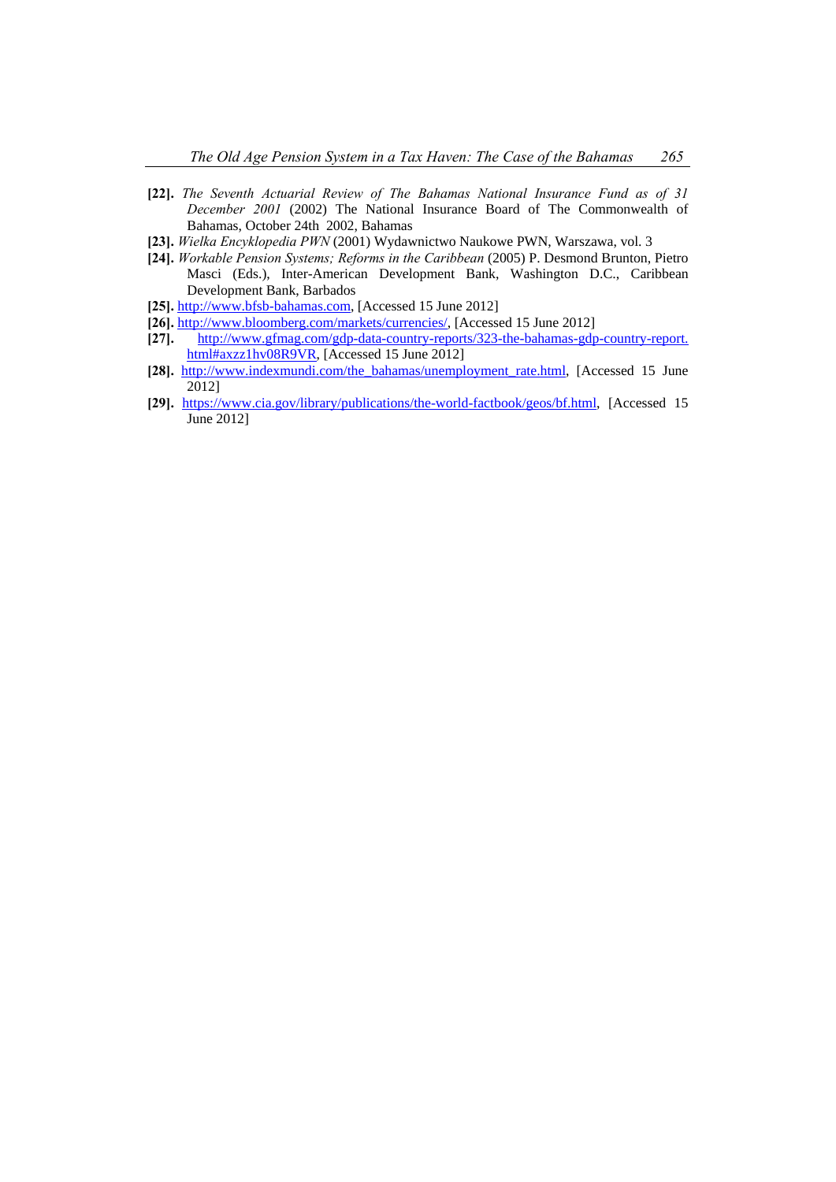**[22].** *The Seventh Actuarial Review of The Bahamas National Insurance Fund as of 31 December 2001* (2002) The National Insurance Board of The Commonwealth of Bahamas, October 24th 2002, Bahamas

**[23].** *Wielka Encyklopedia PWN* (2001) Wydawnictwo Naukowe PWN, Warszawa, vol. 3

**[24].** *Workable Pension Systems; Reforms in the Caribbean* (2005) P. Desmond Brunton, Pietro Masci (Eds.), Inter-American Development Bank, Washington D.C., Caribbean Development Bank, Barbados

**[25].** http://www.bfsb-bahamas.com, [Accessed 15 June 2012]

**[26].** http://www.bloomberg.com/markets/currencies/, [Accessed 15 June 2012]

**[27].** http://www.gfmag.com/gdp-data-country-reports/323-the-bahamas-gdp-country-report.html#axzz1hv08R9VR, [Accessed 15 June 2012]

**[28].** http://www.indexmundi.com/the_bahamas/unemployment_rate.html, [Accessed 15 June 2012]

**[29].** https://www.cia.gov/library/publications/the-world-factbook/geos/bf.html, [Accessed 15 June 2012]